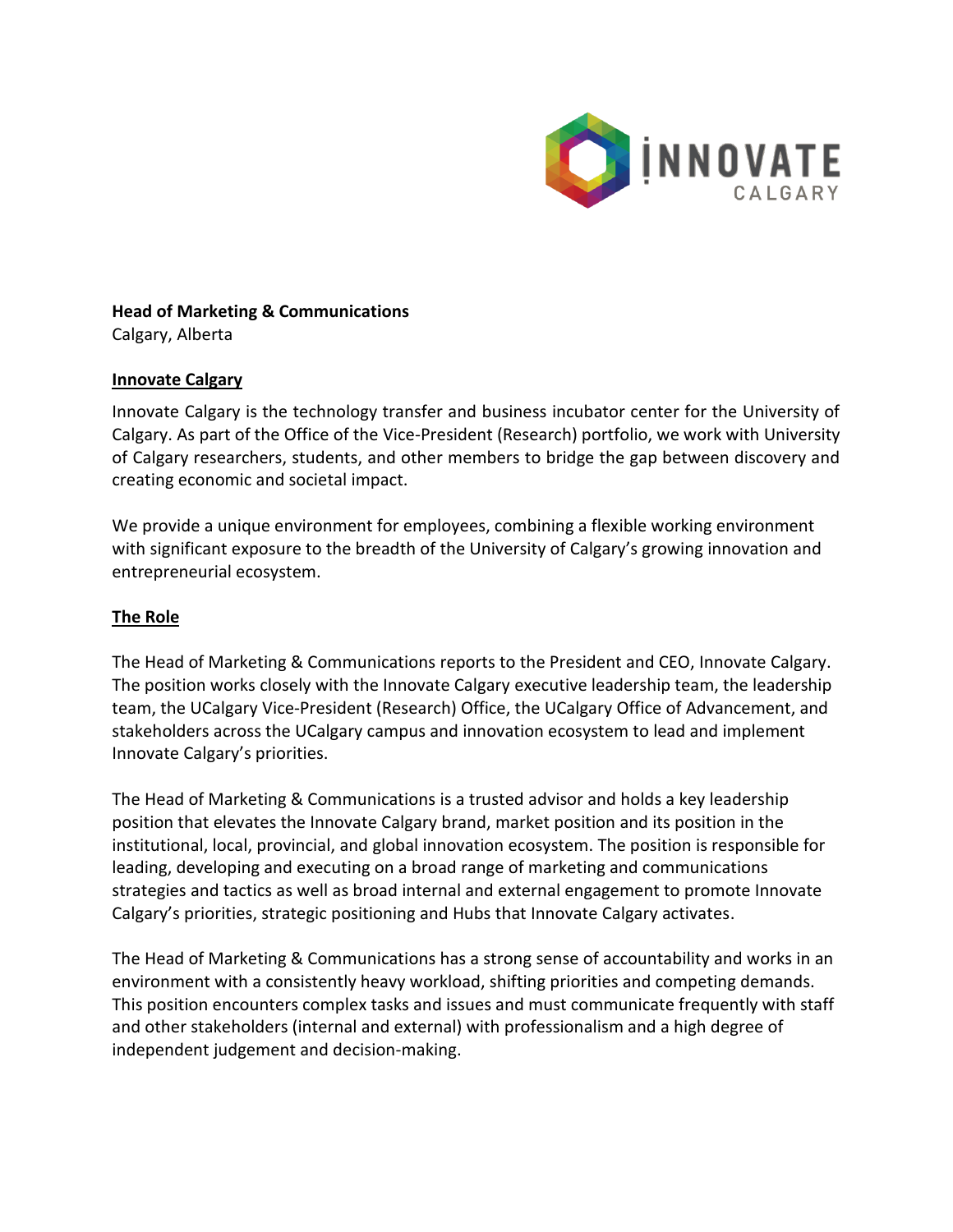**Head of Marketing & Communications**
Calgary, Alberta

## Innovate Calgary

Innovate Calgary is the technology transfer and business incubator center for the University of Calgary. As part of the Office of the Vice-President (Research) portfolio, we work with University of Calgary researchers, students, and other members to bridge the gap between discovery and creating economic and societal impact.

We provide a unique environment for employees, combining a flexible working environment with significant exposure to the breadth of the University of Calgary's growing innovation and entrepreneurial ecosystem.

## The Role

The Head of Marketing & Communications reports to the President and CEO, Innovate Calgary. The position works closely with the Innovate Calgary executive leadership team, the leadership team, the UCalgary Vice-President (Research) Office, the UCalgary Office of Advancement, and stakeholders across the UCalgary campus and innovation ecosystem to lead and implement Innovate Calgary's priorities.

The Head of Marketing & Communications is a trusted advisor and holds a key leadership position that elevates the Innovate Calgary brand, market position and its position in the institutional, local, provincial, and global innovation ecosystem. The position is responsible for leading, developing and executing on a broad range of marketing and communications strategies and tactics as well as broad internal and external engagement to promote Innovate Calgary's priorities, strategic positioning and Hubs that Innovate Calgary activates.

The Head of Marketing & Communications has a strong sense of accountability and works in an environment with a consistently heavy workload, shifting priorities and competing demands. This position encounters complex tasks and issues and must communicate frequently with staff and other stakeholders (internal and external) with professionalism and a high degree of independent judgement and decision-making.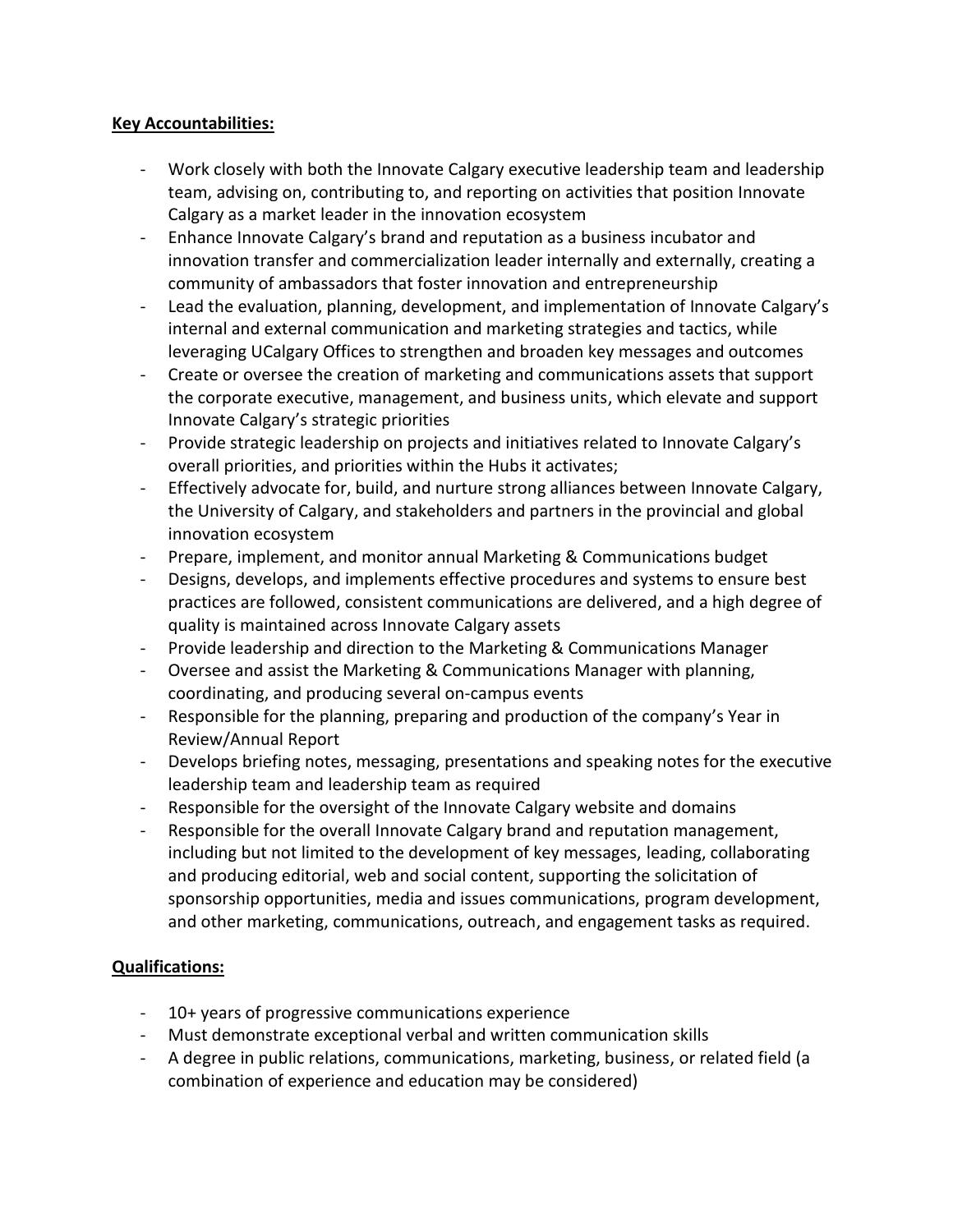**Key Accountabilities:**

- Work closely with both the Innovate Calgary executive leadership team and leadership team, advising on, contributing to, and reporting on activities that position Innovate Calgary as a market leader in the innovation ecosystem
- Enhance Innovate Calgary's brand and reputation as a business incubator and innovation transfer and commercialization leader internally and externally, creating a community of ambassadors that foster innovation and entrepreneurship
- Lead the evaluation, planning, development, and implementation of Innovate Calgary's internal and external communication and marketing strategies and tactics, while leveraging UCalgary Offices to strengthen and broaden key messages and outcomes
- Create or oversee the creation of marketing and communications assets that support the corporate executive, management, and business units, which elevate and support Innovate Calgary's strategic priorities
- Provide strategic leadership on projects and initiatives related to Innovate Calgary's overall priorities, and priorities within the Hubs it activates;
- Effectively advocate for, build, and nurture strong alliances between Innovate Calgary, the University of Calgary, and stakeholders and partners in the provincial and global innovation ecosystem
- Prepare, implement, and monitor annual Marketing & Communications budget
- Designs, develops, and implements effective procedures and systems to ensure best practices are followed, consistent communications are delivered, and a high degree of quality is maintained across Innovate Calgary assets
- Provide leadership and direction to the Marketing & Communications Manager
- Oversee and assist the Marketing & Communications Manager with planning, coordinating, and producing several on-campus events
- Responsible for the planning, preparing and production of the company's Year in Review/Annual Report
- Develops briefing notes, messaging, presentations and speaking notes for the executive leadership team and leadership team as required
- Responsible for the oversight of the Innovate Calgary website and domains
- Responsible for the overall Innovate Calgary brand and reputation management, including but not limited to the development of key messages, leading, collaborating and producing editorial, web and social content, supporting the solicitation of sponsorship opportunities, media and issues communications, program development, and other marketing, communications, outreach, and engagement tasks as required.

**Qualifications:**

- 10+ years of progressive communications experience
- Must demonstrate exceptional verbal and written communication skills
- A degree in public relations, communications, marketing, business, or related field (a combination of experience and education may be considered)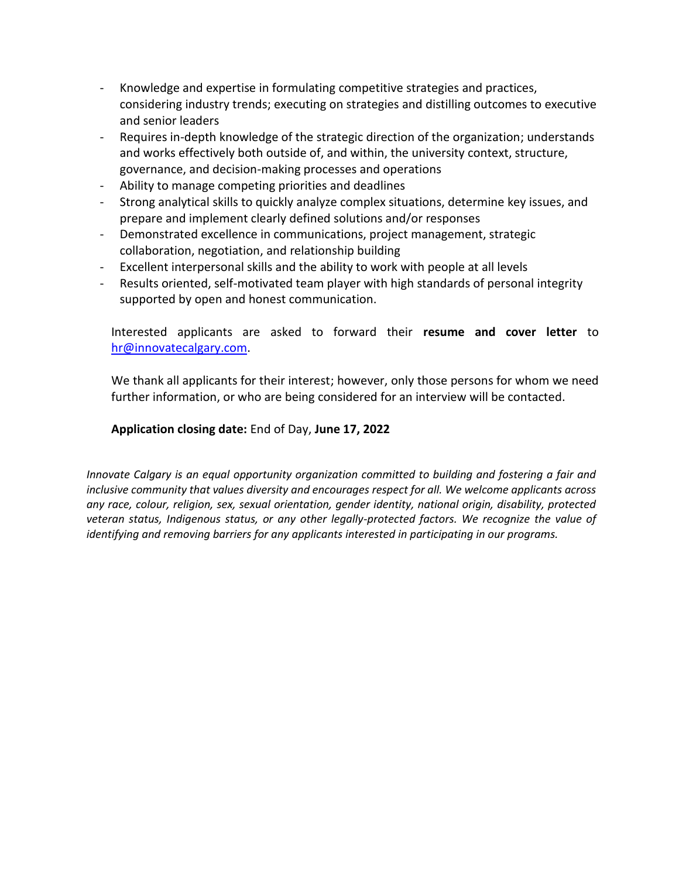- Knowledge and expertise in formulating competitive strategies and practices, considering industry trends; executing on strategies and distilling outcomes to executive and senior leaders
- Requires in-depth knowledge of the strategic direction of the organization; understands and works effectively both outside of, and within, the university context, structure, governance, and decision-making processes and operations
- Ability to manage competing priorities and deadlines
- Strong analytical skills to quickly analyze complex situations, determine key issues, and prepare and implement clearly defined solutions and/or responses
- Demonstrated excellence in communications, project management, strategic collaboration, negotiation, and relationship building
- Excellent interpersonal skills and the ability to work with people at all levels
- Results oriented, self-motivated team player with high standards of personal integrity supported by open and honest communication.

Interested applicants are asked to forward their **resume and cover letter** to [hr@innovatecalgary.com](mailto:hr@innovatecalgary.com).

We thank all applicants for their interest; however, only those persons for whom we need further information, or who are being considered for an interview will be contacted.

**Application closing date:** End of Day, **June 17, 2022**

*Innovate Calgary is an equal opportunity organization committed to building and fostering a fair and inclusive community that values diversity and encourages respect for all. We welcome applicants across any race, colour, religion, sex, sexual orientation, gender identity, national origin, disability, protected veteran status, Indigenous status, or any other legally-protected factors. We recognize the value of identifying and removing barriers for any applicants interested in participating in our programs.*